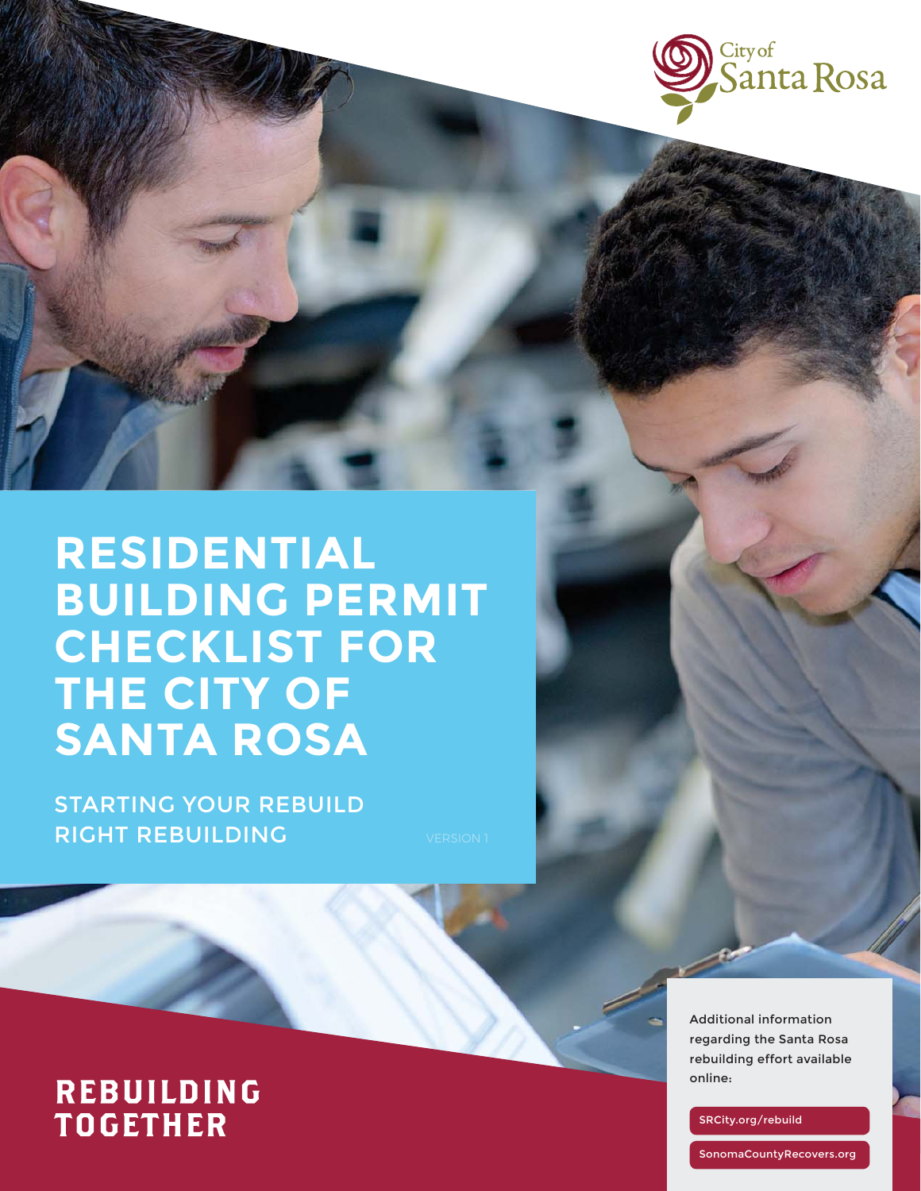City of Santa Rosa

# RESIDENTIAL BUILDING PERMIT CHECKLIST FOR THE CITY OF SANTA ROSA

STARTING YOUR REBUILD
RIGHT REBUILDING

VERSION 1

**REBUILDING TOGETHER**

Additional information regarding the Santa Rosa rebuilding effort available online:

SRCity.org/rebuild

SonomaCountyRecovers.org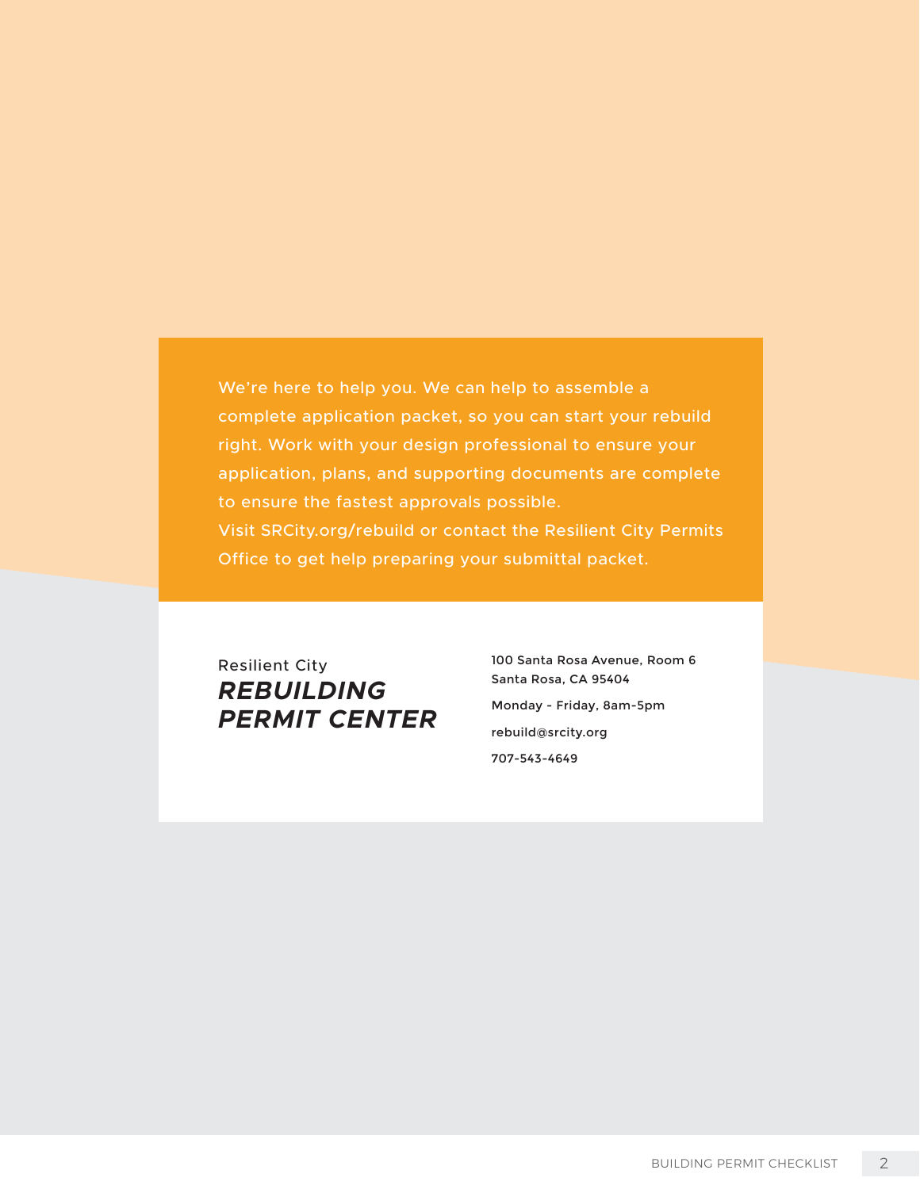We're here to help you. We can help to assemble a complete application packet, so you can start your rebuild right. Work with your design professional to ensure your application, plans, and supporting documents are complete to ensure the fastest approvals possible.
Visit SRCity.org/rebuild or contact the Resilient City Permits Office to get help preparing your submittal packet.

Resilient City
***REBUILDING PERMIT CENTER***

100 Santa Rosa Avenue, Room 6
Santa Rosa, CA 95404

Monday - Friday, 8am-5pm

rebuild@srcity.org

707-543-4649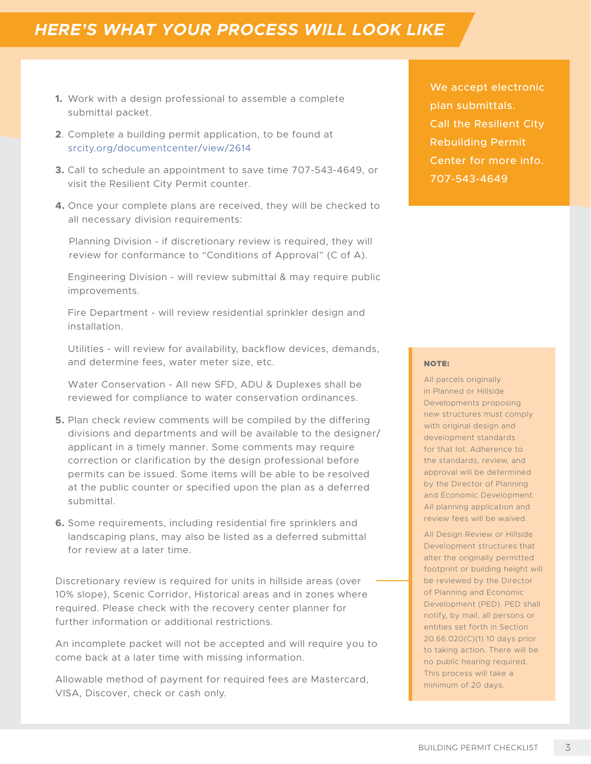## HERE'S WHAT YOUR PROCESS WILL LOOK LIKE

1. Work with a design professional to assemble a complete submittal packet.
2. Complete a building permit application, to be found at srcity.org/documentcenter/view/2614
3. Call to schedule an appointment to save time 707-543-4649, or visit the Resilient City Permit counter.
4. Once your complete plans are received, they will be checked to all necessary division requirements:

   Planning Division - if discretionary review is required, they will review for conformance to "Conditions of Approval" (C of A).

   Engineering Division - will review submittal & may require public improvements.

   Fire Department - will review residential sprinkler design and installation.

   Utilities - will review for availability, backflow devices, demands, and determine fees, water meter size, etc.

   Water Conservation - All new SFD, ADU & Duplexes shall be reviewed for compliance to water conservation ordinances.
5. Plan check review comments will be compiled by the differing divisions and departments and will be available to the designer/ applicant in a timely manner. Some comments may require correction or clarification by the design professional before permits can be issued. Some items will be able to be resolved at the public counter or specified upon the plan as a deferred submittal.
6. Some requirements, including residential fire sprinklers and landscaping plans, may also be listed as a deferred submittal for review at a later time.

Discretionary review is required for units in hillside areas (over 10% slope), Scenic Corridor, Historical areas and in zones where required. Please check with the recovery center planner for further information or additional restrictions.

An incomplete packet will not be accepted and will require you to come back at a later time with missing information.

Allowable method of payment for required fees are Mastercard, VISA, Discover, check or cash only.

We accept electronic plan submittals. Call the Resilient City Rebuilding Permit Center for more info. 707-543-4649

**NOTE:**

All parcels originally in Planned or Hillside Developments proposing new structures must comply with original design and development standards for that lot. Adherence to the standards, review, and approval will be determined by the Director of Planning and Economic Development. All planning application and review fees will be waived.

All Design Review or Hillside Development structures that alter the originally permitted footprint or building height will be reviewed by the Director of Planning and Economic Development (PED). PED shall notify, by mail, all persons or entities set forth in Section 20.66.020(C)(1) 10 days prior to taking action. There will be no public hearing required. This process will take a minimum of 20 days.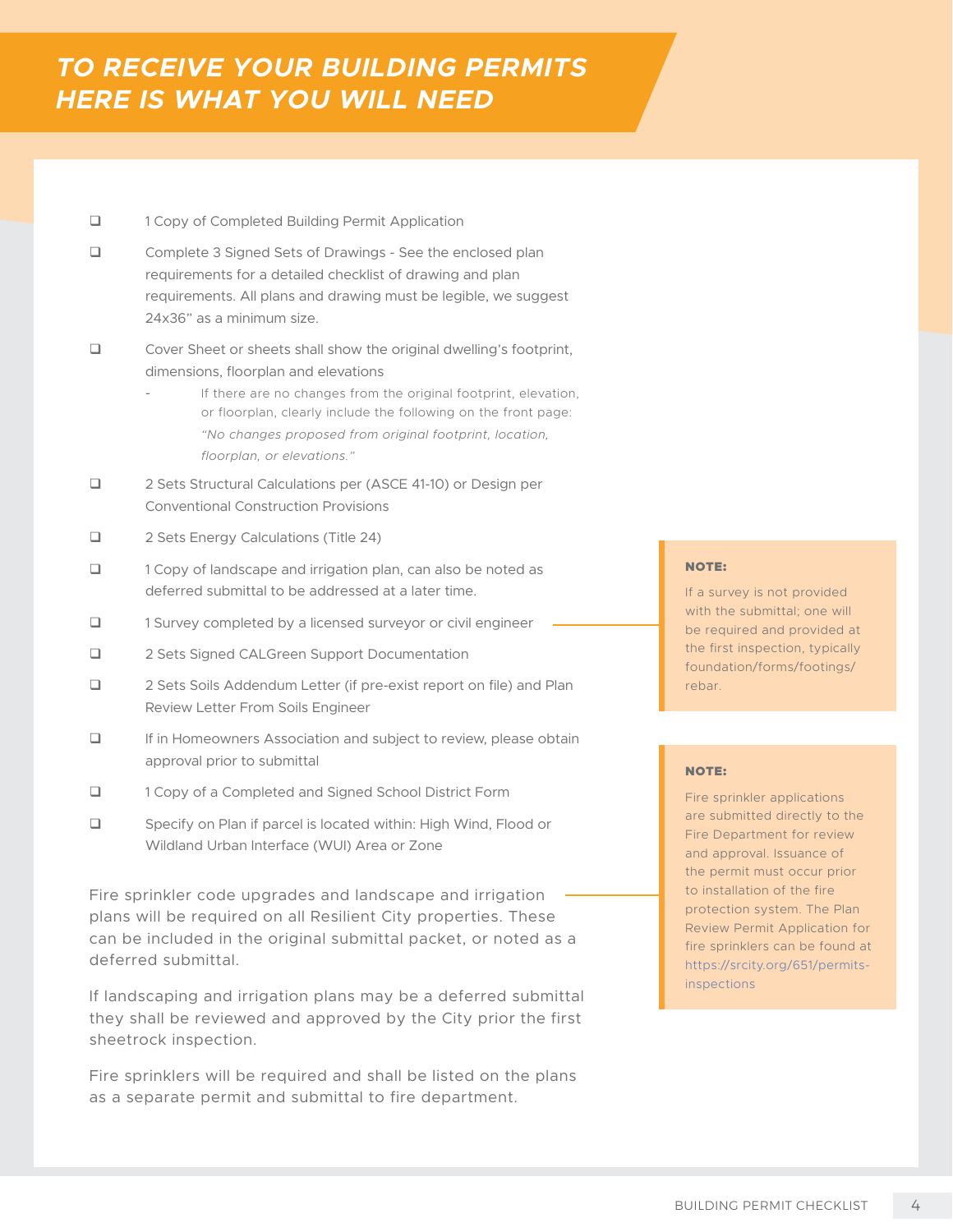# TO RECEIVE YOUR BUILDING PERMITS HERE IS WHAT YOU WILL NEED

- ❑ 1 Copy of Completed Building Permit Application
- ❑ Complete 3 Signed Sets of Drawings - See the enclosed plan requirements for a detailed checklist of drawing and plan requirements. All plans and drawing must be legible, we suggest 24x36" as a minimum size.
- ❑ Cover Sheet or sheets shall show the original dwelling's footprint, dimensions, floorplan and elevations
  - If there are no changes from the original footprint, elevation, or floorplan, clearly include the following on the front page: *"No changes proposed from original footprint, location, floorplan, or elevations."*
- ❑ 2 Sets Structural Calculations per (ASCE 41-10) or Design per Conventional Construction Provisions
- ❑ 2 Sets Energy Calculations (Title 24)
- ❑ 1 Copy of landscape and irrigation plan, can also be noted as deferred submittal to be addressed at a later time.
- ❑ 1 Survey completed by a licensed surveyor or civil engineer
- ❑ 2 Sets Signed CALGreen Support Documentation
- ❑ 2 Sets Soils Addendum Letter (if pre-exist report on file) and Plan Review Letter From Soils Engineer
- ❑ If in Homeowners Association and subject to review, please obtain approval prior to submittal
- ❑ 1 Copy of a Completed and Signed School District Form
- ❑ Specify on Plan if parcel is located within: High Wind, Flood or Wildland Urban Interface (WUI) Area or Zone

**NOTE:**

If a survey is not provided with the submittal; one will be required and provided at the first inspection, typically foundation/forms/footings/rebar.

Fire sprinkler code upgrades and landscape and irrigation plans will be required on all Resilient City properties. These can be included in the original submittal packet, or noted as a deferred submittal.

If landscaping and irrigation plans may be a deferred submittal they shall be reviewed and approved by the City prior the first sheetrock inspection.

Fire sprinklers will be required and shall be listed on the plans as a separate permit and submittal to fire department.

**NOTE:**

Fire sprinkler applications are submitted directly to the Fire Department for review and approval. Issuance of the permit must occur prior to installation of the fire protection system. The Plan Review Permit Application for fire sprinklers can be found at https://srcity.org/651/permits-inspections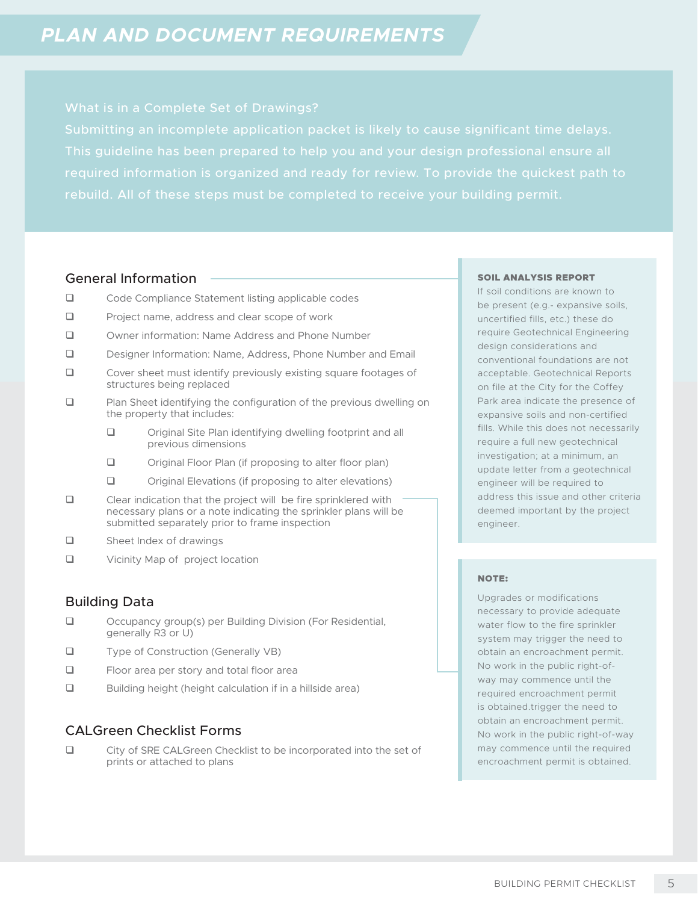# PLAN AND DOCUMENT REQUIREMENTS

What is in a Complete Set of Drawings?

Submitting an incomplete application packet is likely to cause significant time delays. This guideline has been prepared to help you and your design professional ensure all required information is organized and ready for review. To provide the quickest path to rebuild. All of these steps must be completed to receive your building permit.

## General Information

- ❑ Code Compliance Statement listing applicable codes
- ❑ Project name, address and clear scope of work
- ❑ Owner information: Name Address and Phone Number
- ❑ Designer Information: Name, Address, Phone Number and Email
- ❑ Cover sheet must identify previously existing square footages of structures being replaced
- ❑ Plan Sheet identifying the configuration of the previous dwelling on the property that includes:
  - ❑ Original Site Plan identifying dwelling footprint and all previous dimensions
  - ❑ Original Floor Plan (if proposing to alter floor plan)
  - ❑ Original Elevations (if proposing to alter elevations)
- ❑ Clear indication that the project will be fire sprinklered with necessary plans or a note indicating the sprinkler plans will be submitted separately prior to frame inspection
- ❑ Sheet Index of drawings
- ❑ Vicinity Map of project location

## Building Data

- ❑ Occupancy group(s) per Building Division (For Residential, generally R3 or U)
- ❑ Type of Construction (Generally VB)
- ❑ Floor area per story and total floor area
- ❑ Building height (height calculation if in a hillside area)

## CALGreen Checklist Forms

- ❑ City of SRE CALGreen Checklist to be incorporated into the set of prints or attached to plans

**SOIL ANALYSIS REPORT**

If soil conditions are known to be present (e.g.- expansive soils, uncertified fills, etc.) these do require Geotechnical Engineering design considerations and conventional foundations are not acceptable. Geotechnical Reports on file at the City for the Coffey Park area indicate the presence of expansive soils and non-certified fills. While this does not necessarily require a full new geotechnical investigation; at a minimum, an update letter from a geotechnical engineer will be required to address this issue and other criteria deemed important by the project engineer.

**NOTE:**

Upgrades or modifications necessary to provide adequate water flow to the fire sprinkler system may trigger the need to obtain an encroachment permit. No work in the public right-of-way may commence until the required encroachment permit is obtained.trigger the need to obtain an encroachment permit. No work in the public right-of-way may commence until the required encroachment permit is obtained.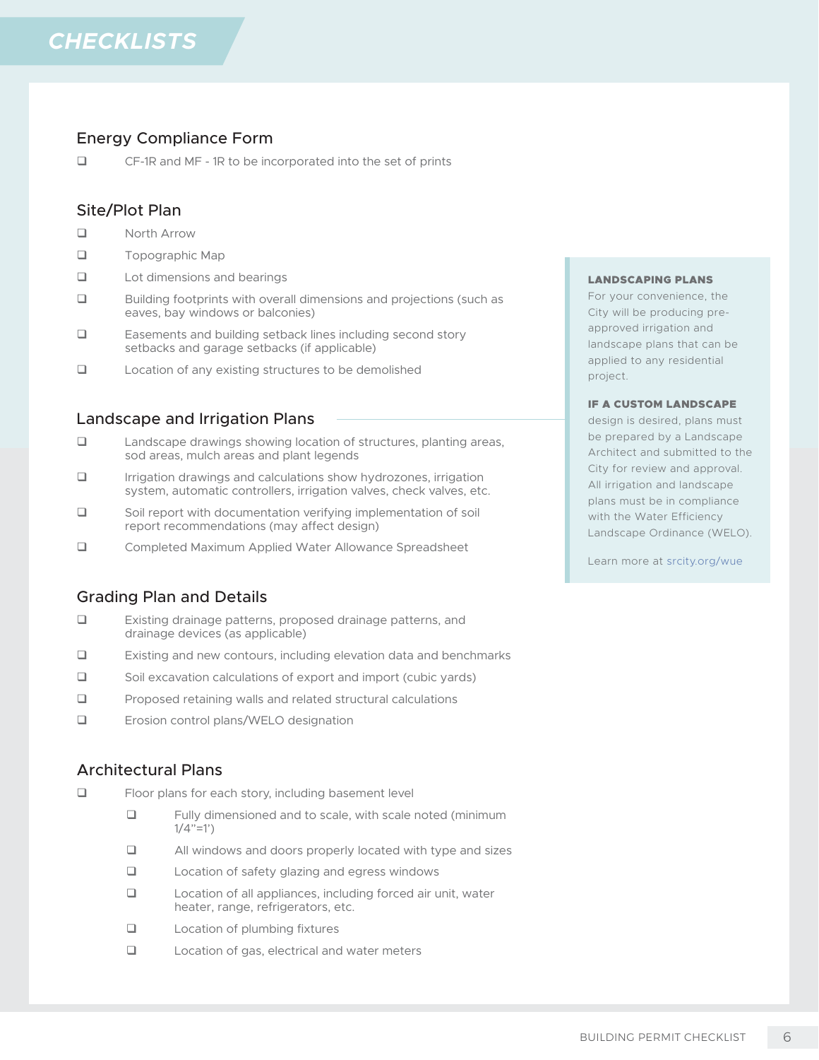# CHECKLISTS

## Energy Compliance Form

- [ ] CF-1R and MF - 1R to be incorporated into the set of prints

## Site/Plot Plan

- [ ] North Arrow
- [ ] Topographic Map
- [ ] Lot dimensions and bearings
- [ ] Building footprints with overall dimensions and projections (such as eaves, bay windows or balconies)
- [ ] Easements and building setback lines including second story setbacks and garage setbacks (if applicable)
- [ ] Location of any existing structures to be demolished

## Landscape and Irrigation Plans

- [ ] Landscape drawings showing location of structures, planting areas, sod areas, mulch areas and plant legends
- [ ] Irrigation drawings and calculations show hydrozones, irrigation system, automatic controllers, irrigation valves, check valves, etc.
- [ ] Soil report with documentation verifying implementation of soil report recommendations (may affect design)
- [ ] Completed Maximum Applied Water Allowance Spreadsheet

**LANDSCAPING PLANS**
For your convenience, the City will be producing pre-approved irrigation and landscape plans that can be applied to any residential project.

**IF A CUSTOM LANDSCAPE** design is desired, plans must be prepared by a Landscape Architect and submitted to the City for review and approval. All irrigation and landscape plans must be in compliance with the Water Efficiency Landscape Ordinance (WELO).

Learn more at srcity.org/wue

## Grading Plan and Details

- [ ] Existing drainage patterns, proposed drainage patterns, and drainage devices (as applicable)
- [ ] Existing and new contours, including elevation data and benchmarks
- [ ] Soil excavation calculations of export and import (cubic yards)
- [ ] Proposed retaining walls and related structural calculations
- [ ] Erosion control plans/WELO designation

## Architectural Plans

- [ ] Floor plans for each story, including basement level
    - [ ] Fully dimensioned and to scale, with scale noted (minimum 1/4”=1’)
    - [ ] All windows and doors properly located with type and sizes
    - [ ] Location of safety glazing and egress windows
    - [ ] Location of all appliances, including forced air unit, water heater, range, refrigerators, etc.
    - [ ] Location of plumbing fixtures
    - [ ] Location of gas, electrical and water meters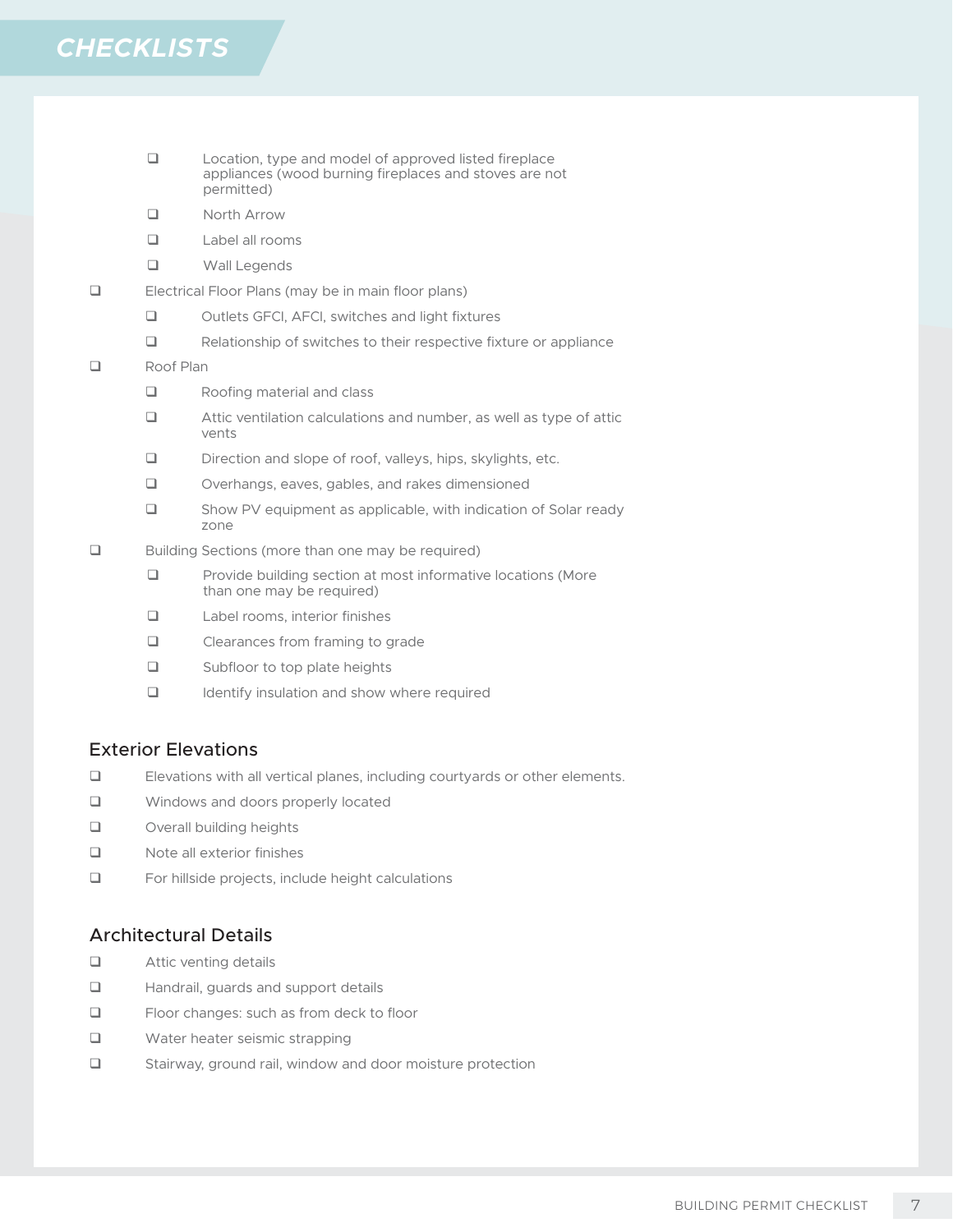## CHECKLISTS

- ❑ Location, type and model of approved listed fireplace appliances (wood burning fireplaces and stoves are not permitted)
  - ❑ North Arrow
  - ❑ Label all rooms
  - ❑ Wall Legends
- ❑ Electrical Floor Plans (may be in main floor plans)
  - ❑ Outlets GFCI, AFCI, switches and light fixtures
  - ❑ Relationship of switches to their respective fixture or appliance
- ❑ Roof Plan
  - ❑ Roofing material and class
  - ❑ Attic ventilation calculations and number, as well as type of attic vents
  - ❑ Direction and slope of roof, valleys, hips, skylights, etc.
  - ❑ Overhangs, eaves, gables, and rakes dimensioned
  - ❑ Show PV equipment as applicable, with indication of Solar ready zone
- ❑ Building Sections (more than one may be required)
  - ❑ Provide building section at most informative locations (More than one may be required)
  - ❑ Label rooms, interior finishes
  - ❑ Clearances from framing to grade
  - ❑ Subfloor to top plate heights
  - ❑ Identify insulation and show where required

### Exterior Elevations

- ❑ Elevations with all vertical planes, including courtyards or other elements.
- ❑ Windows and doors properly located
- ❑ Overall building heights
- ❑ Note all exterior finishes
- ❑ For hillside projects, include height calculations

### Architectural Details

- ❑ Attic venting details
- ❑ Handrail, guards and support details
- ❑ Floor changes: such as from deck to floor
- ❑ Water heater seismic strapping
- ❑ Stairway, ground rail, window and door moisture protection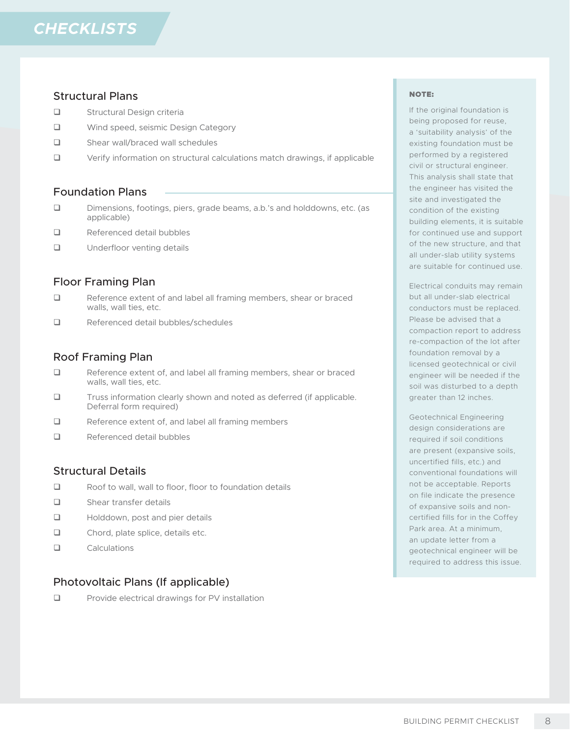# CHECKLISTS

## Structural Plans

- ❑ Structural Design criteria
- ❑ Wind speed, seismic Design Category
- ❑ Shear wall/braced wall schedules
- ❑ Verify information on structural calculations match drawings, if applicable

## Foundation Plans

- ❑ Dimensions, footings, piers, grade beams, a.b.'s and holddowns, etc. (as applicable)
- ❑ Referenced detail bubbles
- ❑ Underfloor venting details

## Floor Framing Plan

- ❑ Reference extent of and label all framing members, shear or braced walls, wall ties, etc.
- ❑ Referenced detail bubbles/schedules

## Roof Framing Plan

- ❑ Reference extent of, and label all framing members, shear or braced walls, wall ties, etc.
- ❑ Truss information clearly shown and noted as deferred (if applicable. Deferral form required)
- ❑ Reference extent of, and label all framing members
- ❑ Referenced detail bubbles

## Structural Details

- ❑ Roof to wall, wall to floor, floor to foundation details
- ❑ Shear transfer details
- ❑ Holddown, post and pier details
- ❑ Chord, plate splice, details etc.
- ❑ Calculations

## Photovoltaic Plans (If applicable)

- ❑ Provide electrical drawings for PV installation

**NOTE:**

If the original foundation is being proposed for reuse, a 'suitability analysis' of the existing foundation must be performed by a registered civil or structural engineer. This analysis shall state that the engineer has visited the site and investigated the condition of the existing building elements, it is suitable for continued use and support of the new structure, and that all under-slab utility systems are suitable for continued use.

Electrical conduits may remain but all under-slab electrical conductors must be replaced. Please be advised that a compaction report to address re-compaction of the lot after foundation removal by a licensed geotechnical or civil engineer will be needed if the soil was disturbed to a depth greater than 12 inches.

Geotechnical Engineering design considerations are required if soil conditions are present (expansive soils, uncertified fills, etc.) and conventional foundations will not be acceptable. Reports on file indicate the presence of expansive soils and non-certified fills for in the Coffey Park area. At a minimum, an update letter from a geotechnical engineer will be required to address this issue.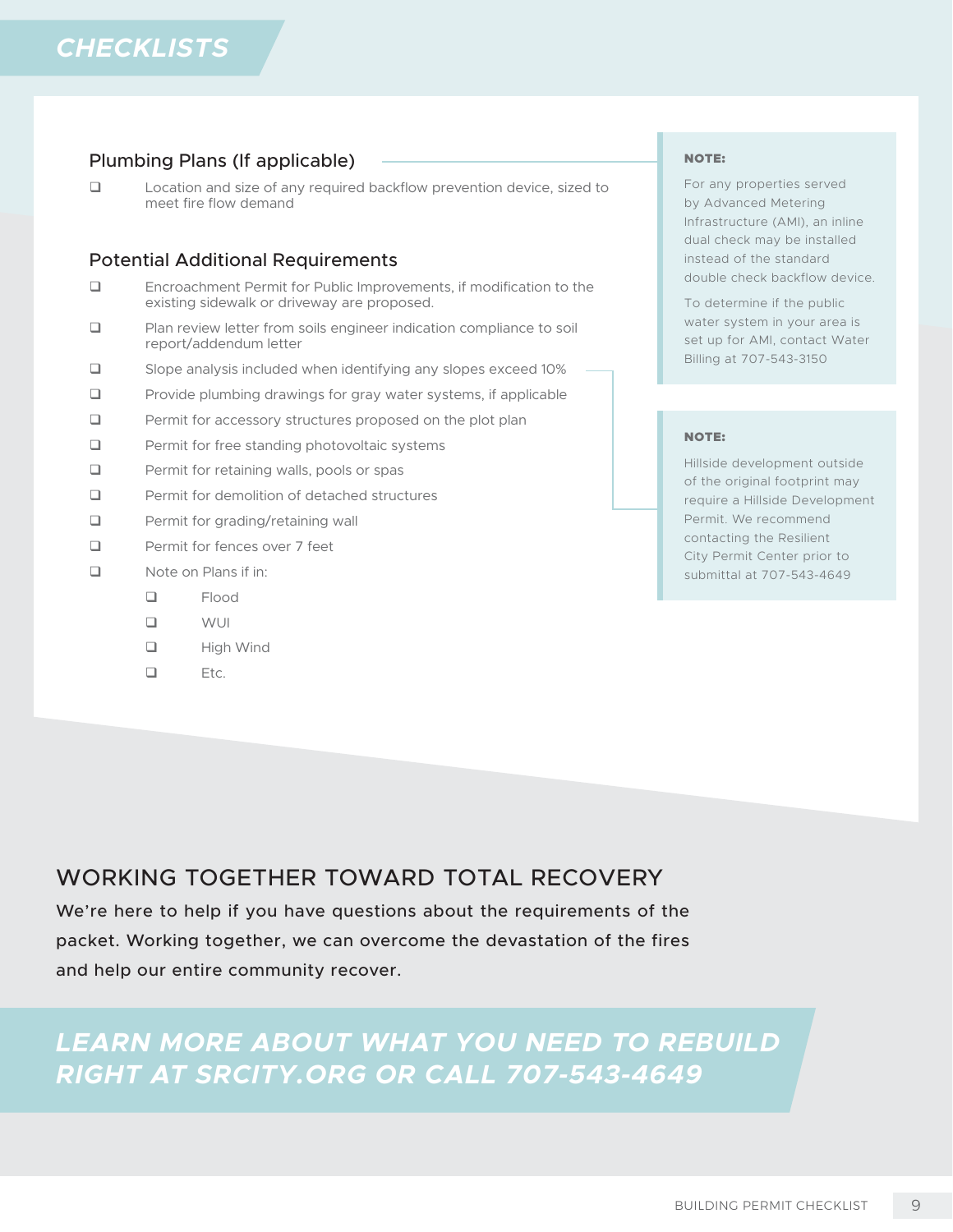# CHECKLISTS

## Plumbing Plans (If applicable)

- ❑ Location and size of any required backflow prevention device, sized to meet fire flow demand

> **NOTE:**
>
> For any properties served by Advanced Metering Infrastructure (AMI), an inline dual check may be installed instead of the standard double check backflow device.
>
> To determine if the public water system in your area is set up for AMI, contact Water Billing at 707-543-3150

## Potential Additional Requirements

- ❑ Encroachment Permit for Public Improvements, if modification to the existing sidewalk or driveway are proposed.
- ❑ Plan review letter from soils engineer indication compliance to soil report/addendum letter
- ❑ Slope analysis included when identifying any slopes exceed 10%
- ❑ Provide plumbing drawings for gray water systems, if applicable
- ❑ Permit for accessory structures proposed on the plot plan
- ❑ Permit for free standing photovoltaic systems
- ❑ Permit for retaining walls, pools or spas
- ❑ Permit for demolition of detached structures
- ❑ Permit for grading/retaining wall
- ❑ Permit for fences over 7 feet
- ❑ Note on Plans if in:
  - ❑ Flood
  - ❑ WUI
  - ❑ High Wind
  - ❑ Etc.

> **NOTE:**
>
> Hillside development outside of the original footprint may require a Hillside Development Permit. We recommend contacting the Resilient City Permit Center prior to submittal at 707-543-4649

## WORKING TOGETHER TOWARD TOTAL RECOVERY

We're here to help if you have questions about the requirements of the packet. Working together, we can overcome the devastation of the fires and help our entire community recover.

***LEARN MORE ABOUT WHAT YOU NEED TO REBUILD RIGHT AT SRCITY.ORG OR CALL 707-543-4649***